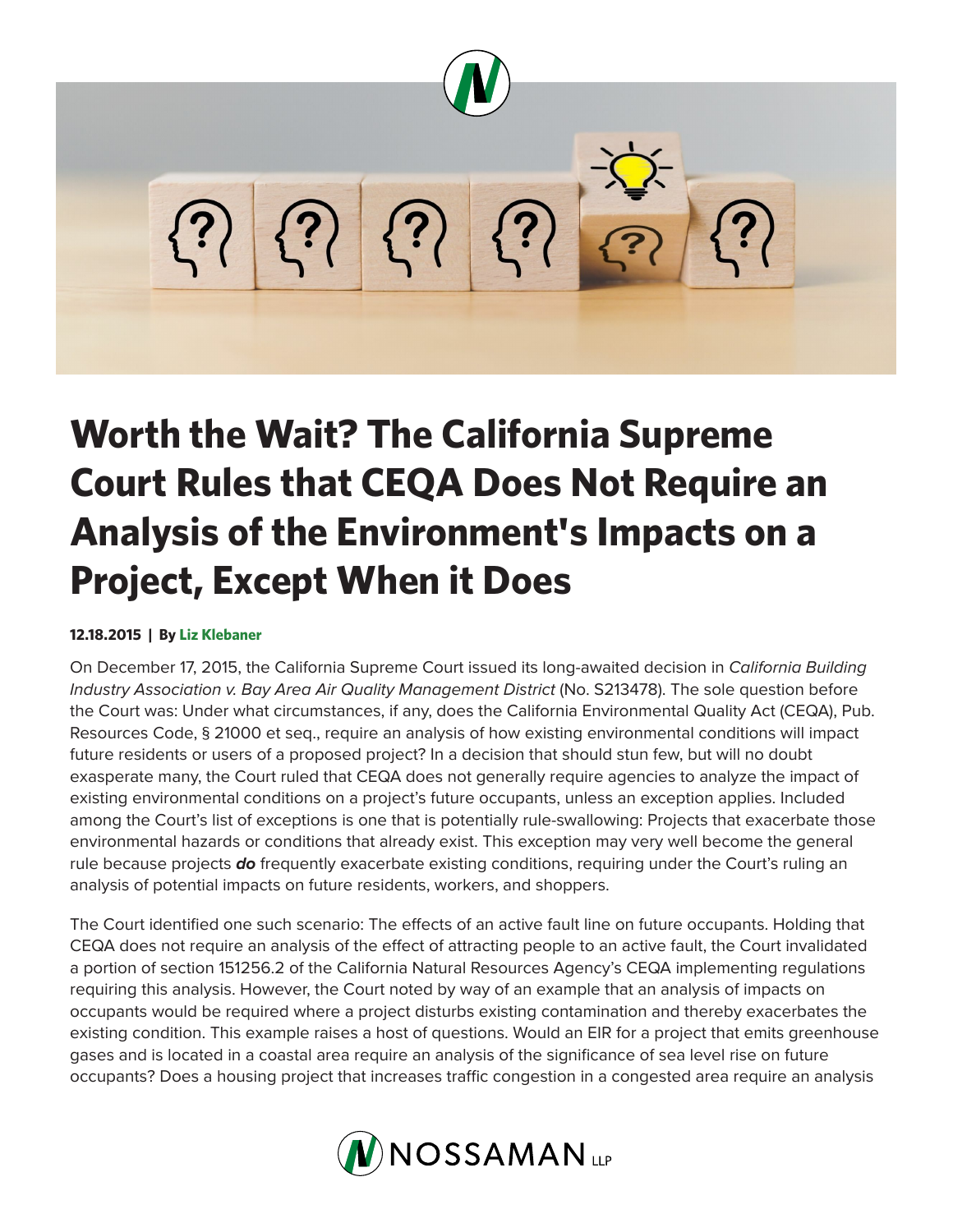# Worth the Wait? The California Supreme Court Rules that CEQA Does Not Require an Analysis of the Environment's Impacts on a Project, Except When it Does

**12.18.2015 | By Liz Klebaner**

On December 17, 2015, the California Supreme Court issued its long-awaited decision in *California Building Industry Association v. Bay Area Air Quality Management District* (No. S213478). The sole question before the Court was: Under what circumstances, if any, does the California Environmental Quality Act (CEQA), Pub. Resources Code, § 21000 et seq., require an analysis of how existing environmental conditions will impact future residents or users of a proposed project? In a decision that should stun few, but will no doubt exasperate many, the Court ruled that CEQA does not generally require agencies to analyze the impact of existing environmental conditions on a project's future occupants, unless an exception applies. Included among the Court's list of exceptions is one that is potentially rule-swallowing: Projects that exacerbate those environmental hazards or conditions that already exist. This exception may very well become the general rule because projects ***do*** frequently exacerbate existing conditions, requiring under the Court's ruling an analysis of potential impacts on future residents, workers, and shoppers.

The Court identified one such scenario: The effects of an active fault line on future occupants. Holding that CEQA does not require an analysis of the effect of attracting people to an active fault, the Court invalidated a portion of section 151256.2 of the California Natural Resources Agency's CEQA implementing regulations requiring this analysis. However, the Court noted by way of an example that an analysis of impacts on occupants would be required where a project disturbs existing contamination and thereby exacerbates the existing condition. This example raises a host of questions. Would an EIR for a project that emits greenhouse gases and is located in a coastal area require an analysis of the significance of sea level rise on future occupants? Does a housing project that increases traffic congestion in a congested area require an analysis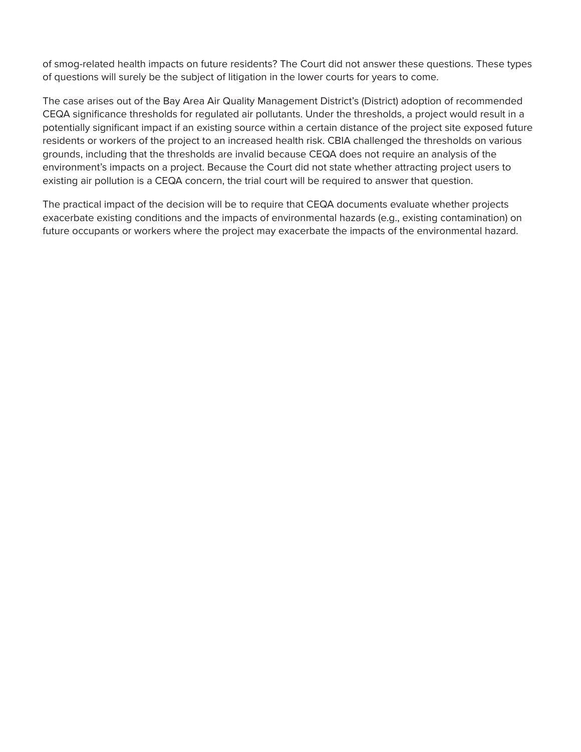of smog-related health impacts on future residents? The Court did not answer these questions. These types of questions will surely be the subject of litigation in the lower courts for years to come.

The case arises out of the Bay Area Air Quality Management District's (District) adoption of recommended CEQA significance thresholds for regulated air pollutants. Under the thresholds, a project would result in a potentially significant impact if an existing source within a certain distance of the project site exposed future residents or workers of the project to an increased health risk. CBIA challenged the thresholds on various grounds, including that the thresholds are invalid because CEQA does not require an analysis of the environment's impacts on a project. Because the Court did not state whether attracting project users to existing air pollution is a CEQA concern, the trial court will be required to answer that question.

The practical impact of the decision will be to require that CEQA documents evaluate whether projects exacerbate existing conditions and the impacts of environmental hazards (e.g., existing contamination) on future occupants or workers where the project may exacerbate the impacts of the environmental hazard.